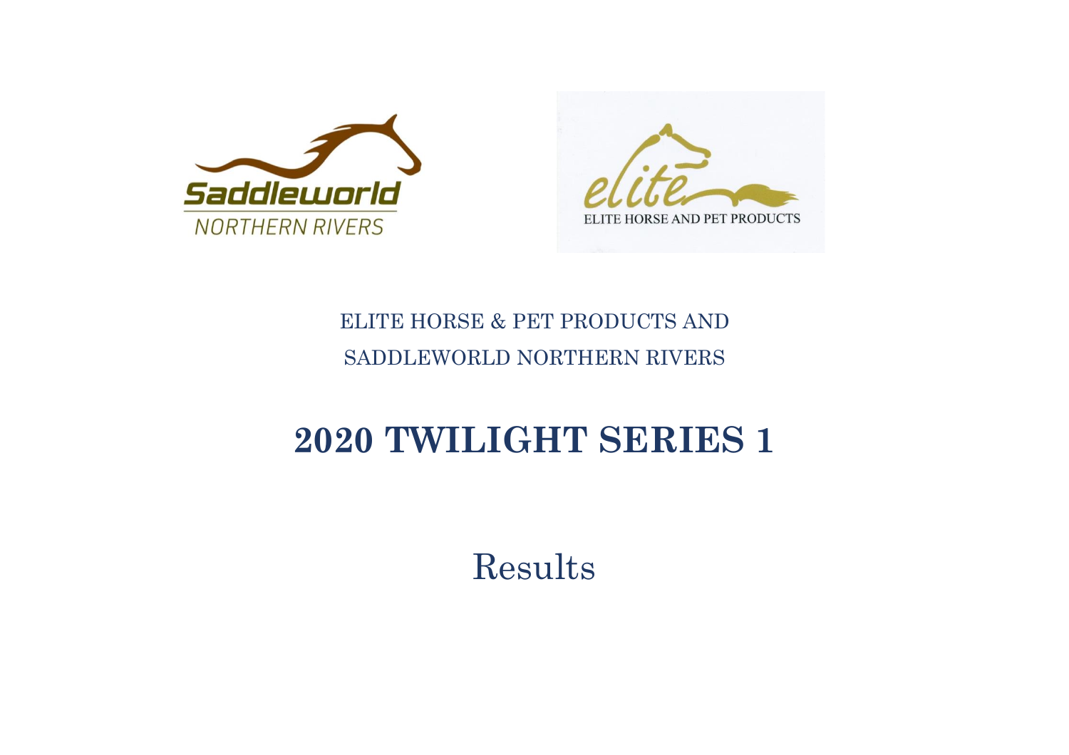ELITE HORSE & PET PRODUCTS AND

SADDLEWORLD NORTHERN RIVERS

# 2020 TWILIGHT SERIES 1

## Results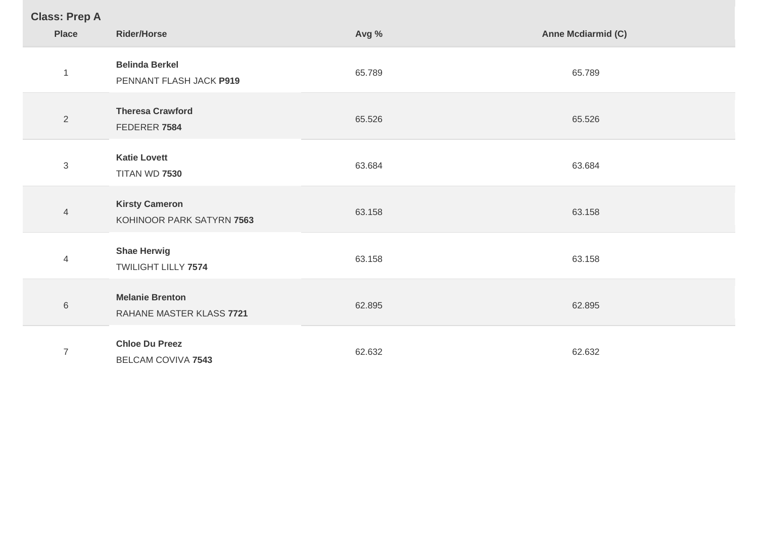**Class: Prep A**

| Place | Rider/Horse | Avg % | Anne Mcdiarmid (C) |
|---|---|---|---|
| 1 | **Belinda Berkel**<br>PENNANT FLASH JACK **P919** | 65.789 | 65.789 |
| 2 | **Theresa Crawford**<br>FEDERER **7584** | 65.526 | 65.526 |
| 3 | **Katie Lovett**<br>TITAN WD **7530** | 63.684 | 63.684 |
| 4 | **Kirsty Cameron**<br>KOHINOOR PARK SATYRN **7563** | 63.158 | 63.158 |
| 4 | **Shae Herwig**<br>TWILIGHT LILLY **7574** | 63.158 | 63.158 |
| 6 | **Melanie Brenton**<br>RAHANE MASTER KLASS **7721** | 62.895 | 62.895 |
| 7 | **Chloe Du Preez**<br>BELCAM COVIVA **7543** | 62.632 | 62.632 |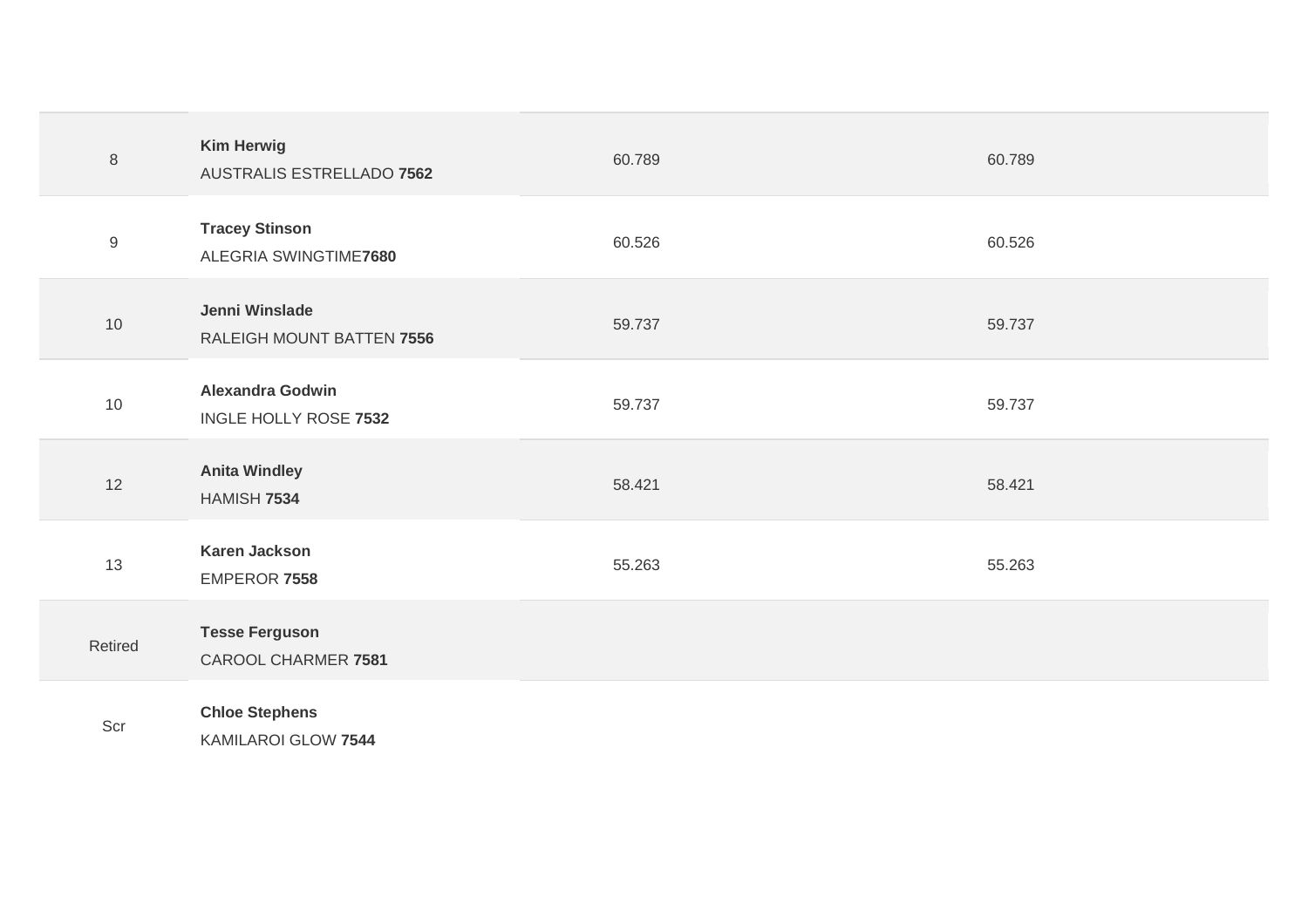| | | | |
|---|---|---|---|
| 8 | **Kim Herwig**<br>AUSTRALIS ESTRELLADO **7562** | 60.789 | 60.789 |
| 9 | **Tracey Stinson**<br>ALEGRIA SWINGTIME**7680** | 60.526 | 60.526 |
| 10 | **Jenni Winslade**<br>RALEIGH MOUNT BATTEN **7556** | 59.737 | 59.737 |
| 10 | **Alexandra Godwin**<br>INGLE HOLLY ROSE **7532** | 59.737 | 59.737 |
| 12 | **Anita Windley**<br>HAMISH **7534** | 58.421 | 58.421 |
| 13 | **Karen Jackson**<br>EMPEROR **7558** | 55.263 | 55.263 |
| Retired | **Tesse Ferguson**<br>CAROOL CHARMER **7581** | | |
| Scr | **Chloe Stephens**<br>KAMILAROI GLOW **7544** | | |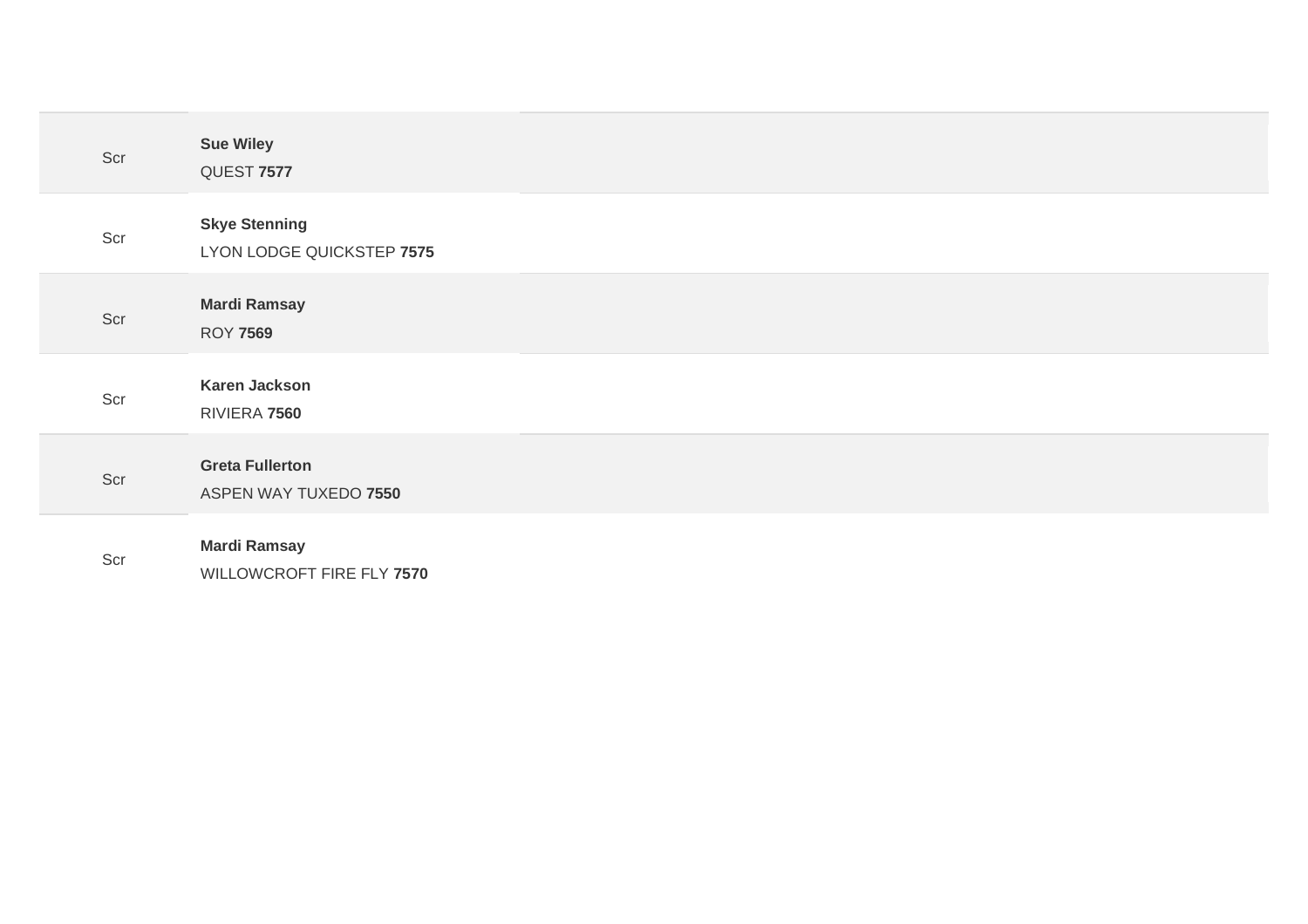| | | |
|---|---|---|
| Scr | **Sue Wiley**<br>QUEST **7577** | |
| Scr | **Skye Stenning**<br>LYON LODGE QUICKSTEP **7575** | |
| Scr | **Mardi Ramsay**<br>ROY **7569** | |
| Scr | **Karen Jackson**<br>RIVIERA **7560** | |
| Scr | **Greta Fullerton**<br>ASPEN WAY TUXEDO **7550** | |
| Scr | **Mardi Ramsay**<br>WILLOWCROFT FIRE FLY **7570** | |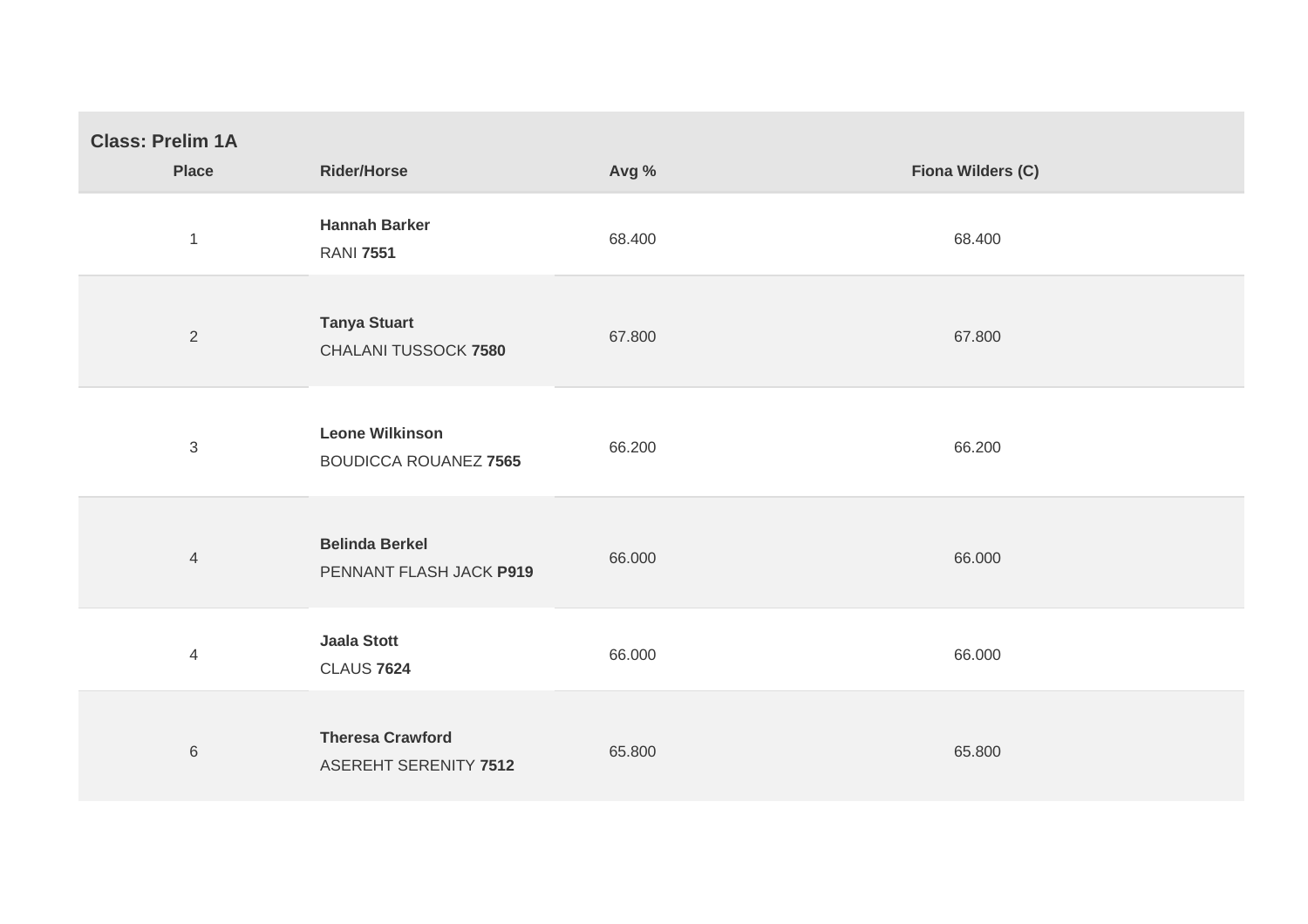**Class: Prelim 1A**

| Place | Rider/Horse | Avg % | Fiona Wilders (C) |
|---|---|---|---|
| 1 | **Hannah Barker**<br>RANI **7551** | 68.400 | 68.400 |
| 2 | **Tanya Stuart**<br>CHALANI TUSSOCK **7580** | 67.800 | 67.800 |
| 3 | **Leone Wilkinson**<br>BOUDICCA ROUANEZ **7565** | 66.200 | 66.200 |
| 4 | **Belinda Berkel**<br>PENNANT FLASH JACK **P919** | 66.000 | 66.000 |
| 4 | **Jaala Stott**<br>CLAUS **7624** | 66.000 | 66.000 |
| 6 | **Theresa Crawford**<br>ASEREHT SERENITY **7512** | 65.800 | 65.800 |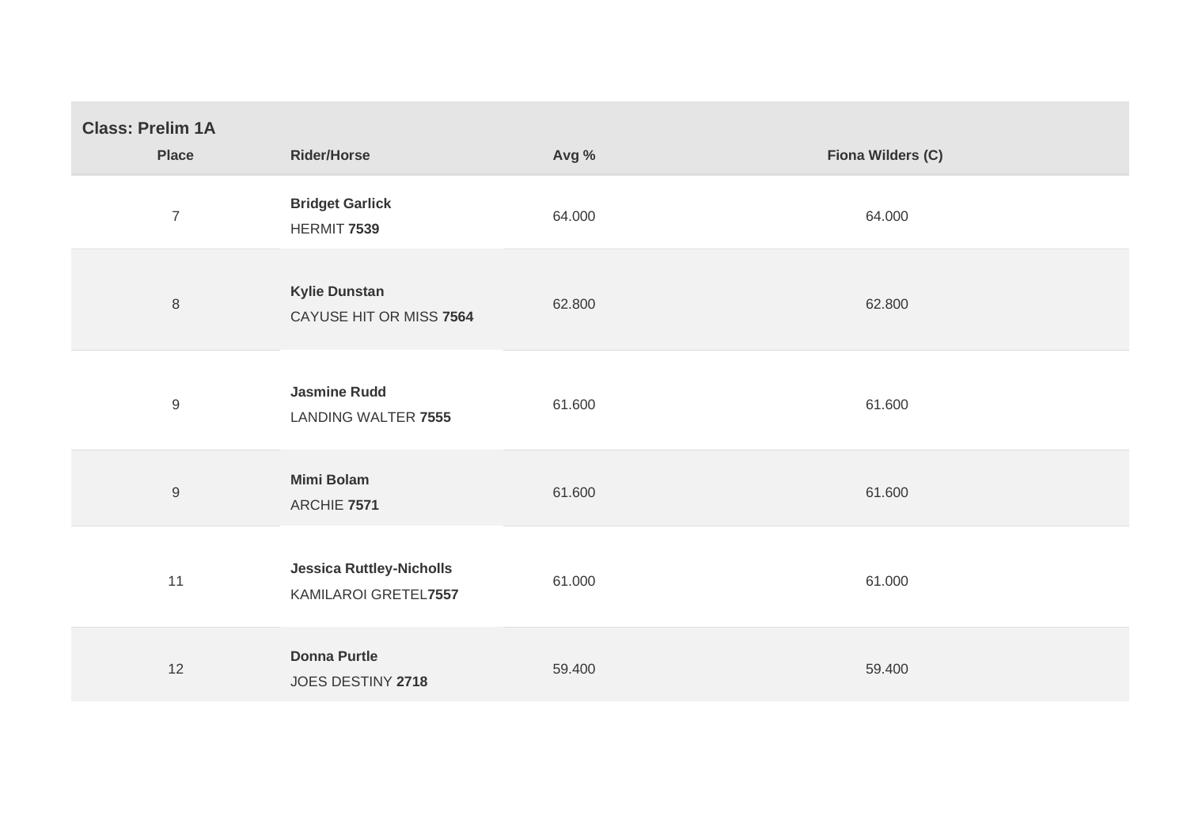**Class: Prelim 1A**

| Place | Rider/Horse | Avg % | Fiona Wilders (C) |
|---|---|---|---|
| 7 | **Bridget Garlick** HERMIT **7539** | 64.000 | 64.000 |
| 8 | **Kylie Dunstan** CAYUSE HIT OR MISS **7564** | 62.800 | 62.800 |
| 9 | **Jasmine Rudd** LANDING WALTER **7555** | 61.600 | 61.600 |
| 9 | **Mimi Bolam** ARCHIE **7571** | 61.600 | 61.600 |
| 11 | **Jessica Ruttley-Nicholls** KAMILAROI GRETEL**7557** | 61.000 | 61.000 |
| 12 | **Donna Purtle** JOES DESTINY **2718** | 59.400 | 59.400 |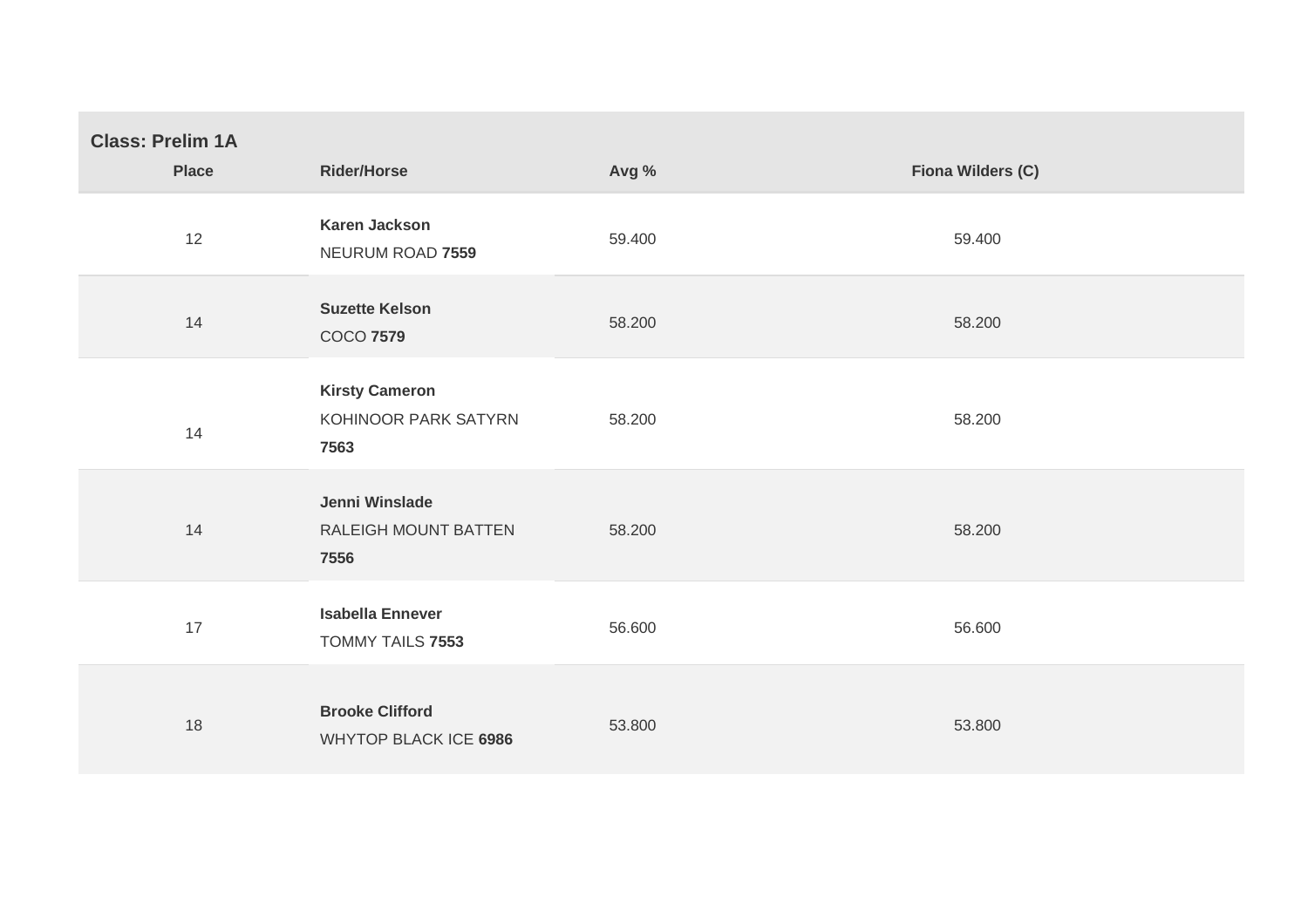**Class: Prelim 1A**

| Place | Rider/Horse | Avg % | Fiona Wilders (C) |
|---|---|---|---|
| 12 | **Karen Jackson** NEURUM ROAD **7559** | 59.400 | 59.400 |
| 14 | **Suzette Kelson** COCO **7579** | 58.200 | 58.200 |
| 14 | **Kirsty Cameron** KOHINOOR PARK SATYRN **7563** | 58.200 | 58.200 |
| 14 | **Jenni Winslade** RALEIGH MOUNT BATTEN **7556** | 58.200 | 58.200 |
| 17 | **Isabella Ennever** TOMMY TAILS **7553** | 56.600 | 56.600 |
| 18 | **Brooke Clifford** WHYTOP BLACK ICE **6986** | 53.800 | 53.800 |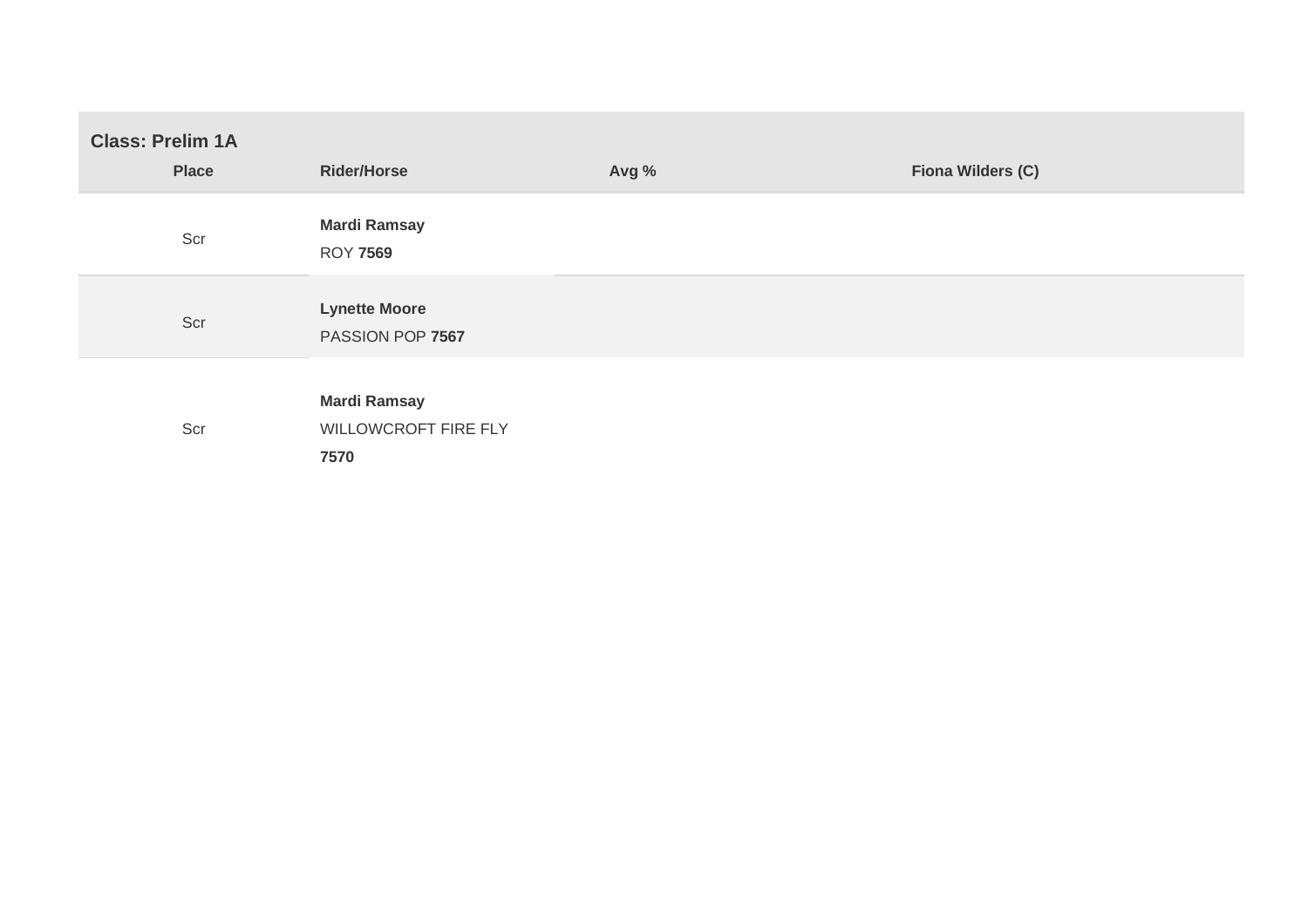**Class: Prelim 1A**

| Place | Rider/Horse | Avg % | Fiona Wilders (C) |
|---|---|---|---|
| Scr | **Mardi Ramsay**<br>ROY **7569** | | |
| Scr | **Lynette Moore**<br>PASSION POP **7567** | | |
| Scr | **Mardi Ramsay**<br>WILLOWCROFT FIRE FLY **7570** | | |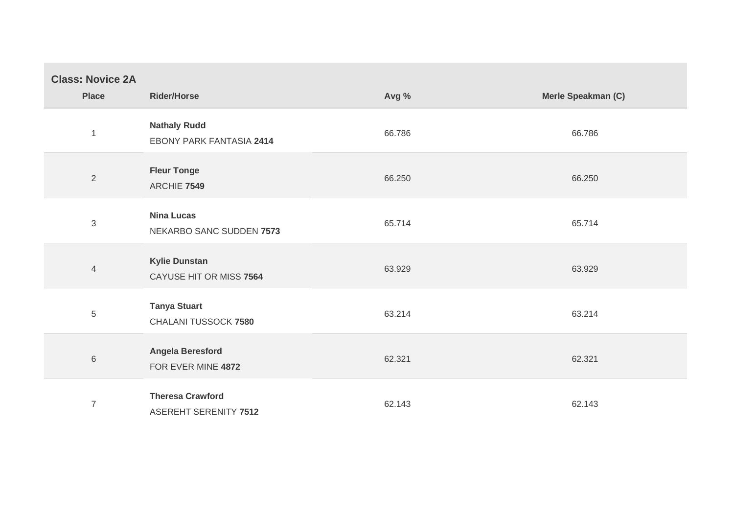**Class: Novice 2A**

| Place | Rider/Horse | Avg % | Merle Speakman (C) |
|---|---|---|---|
| 1 | **Nathaly Rudd**<br>EBONY PARK FANTASIA **2414** | 66.786 | 66.786 |
| 2 | **Fleur Tonge**<br>ARCHIE **7549** | 66.250 | 66.250 |
| 3 | **Nina Lucas**<br>NEKARBO SANC SUDDEN **7573** | 65.714 | 65.714 |
| 4 | **Kylie Dunstan**<br>CAYUSE HIT OR MISS **7564** | 63.929 | 63.929 |
| 5 | **Tanya Stuart**<br>CHALANI TUSSOCK **7580** | 63.214 | 63.214 |
| 6 | **Angela Beresford**<br>FOR EVER MINE **4872** | 62.321 | 62.321 |
| 7 | **Theresa Crawford**<br>ASEREHT SERENITY **7512** | 62.143 | 62.143 |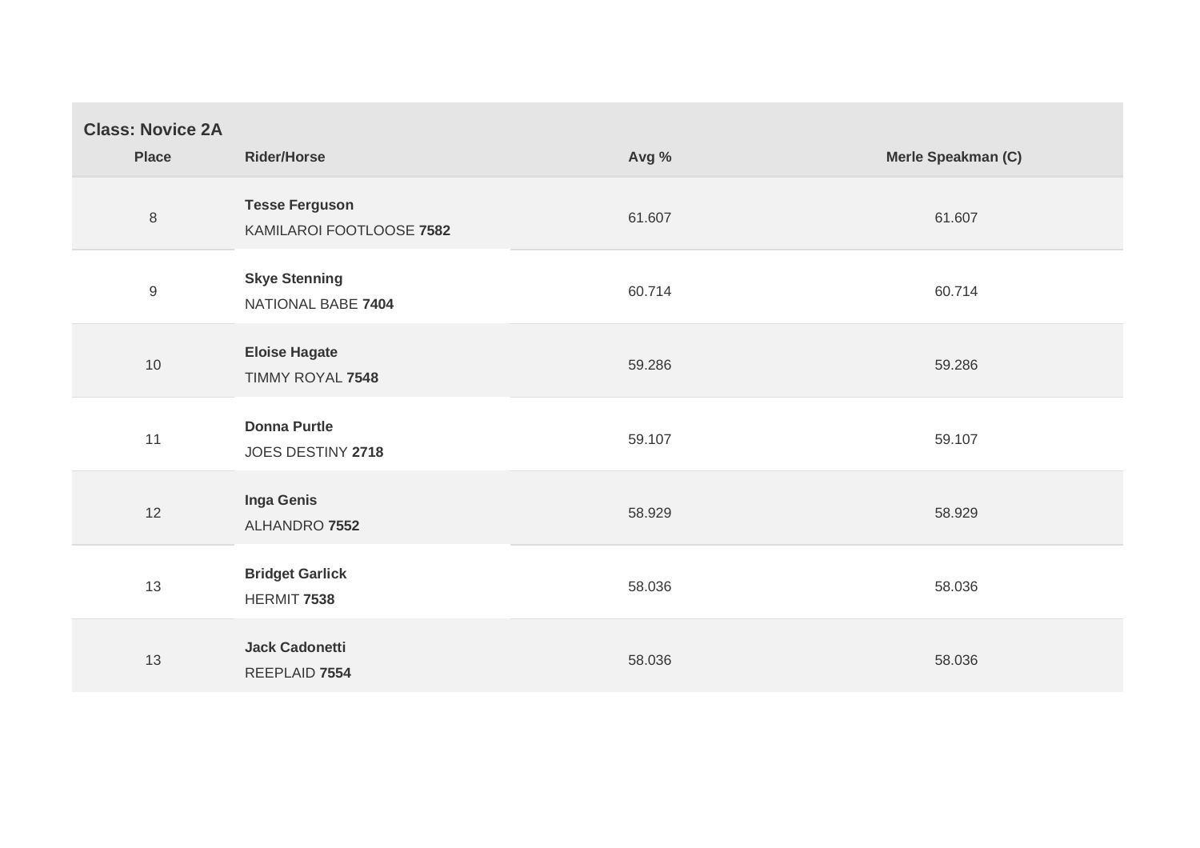**Class: Novice 2A**

| Place | Rider/Horse | Avg % | Merle Speakman (C) |
|---|---|---|---|
| 8 | **Tesse Ferguson**<br>KAMILAROI FOOTLOOSE **7582** | 61.607 | 61.607 |
| 9 | **Skye Stenning**<br>NATIONAL BABE **7404** | 60.714 | 60.714 |
| 10 | **Eloise Hagate**<br>TIMMY ROYAL **7548** | 59.286 | 59.286 |
| 11 | **Donna Purtle**<br>JOES DESTINY **2718** | 59.107 | 59.107 |
| 12 | **Inga Genis**<br>ALHANDRO **7552** | 58.929 | 58.929 |
| 13 | **Bridget Garlick**<br>HERMIT **7538** | 58.036 | 58.036 |
| 13 | **Jack Cadonetti**<br>REEPLAID **7554** | 58.036 | 58.036 |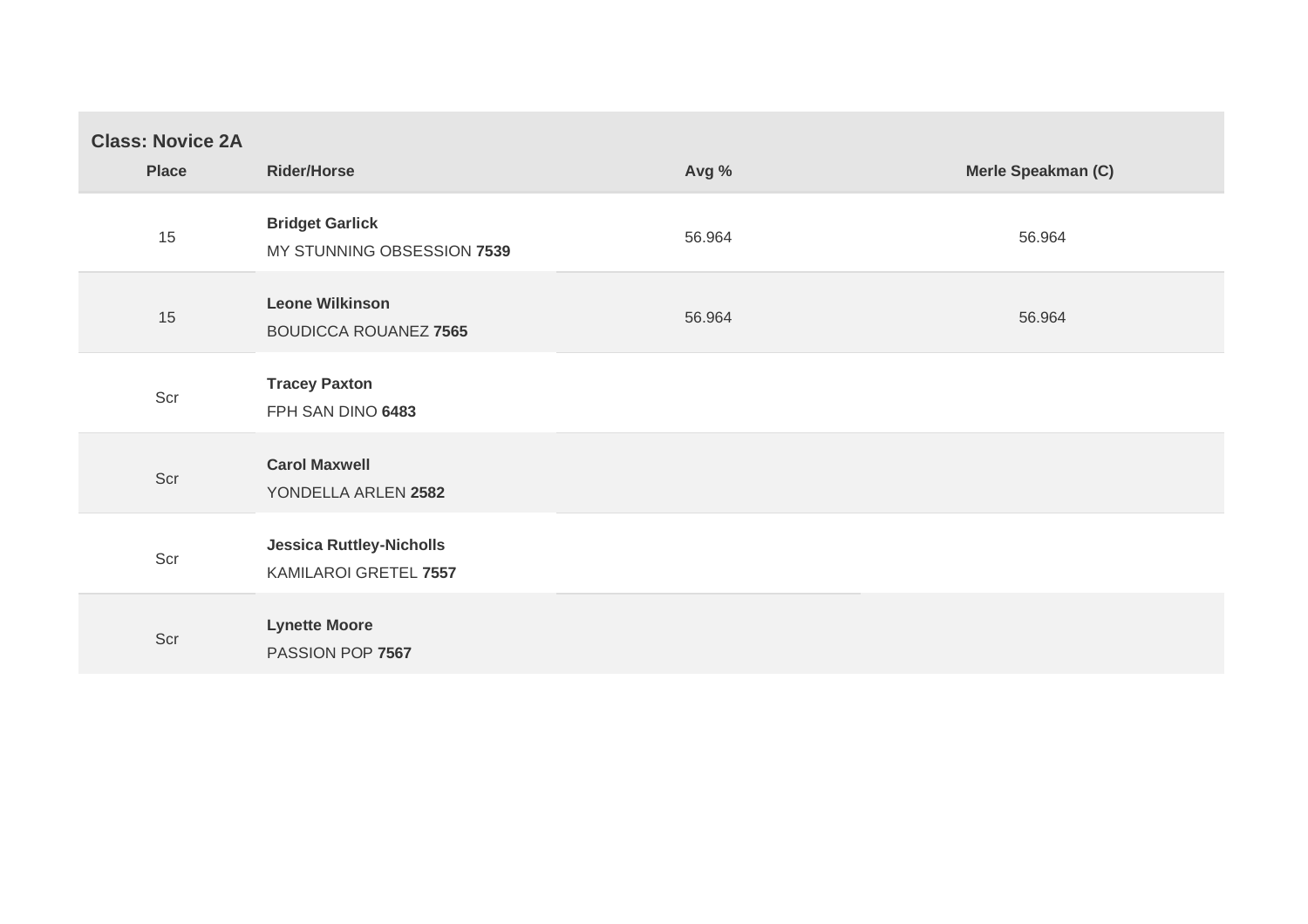**Class: Novice 2A**

| Place | Rider/Horse | Avg % | Merle Speakman (C) |
|---|---|---|---|
| 15 | **Bridget Garlick**<br>MY STUNNING OBSESSION **7539** | 56.964 | 56.964 |
| 15 | **Leone Wilkinson**<br>BOUDICCA ROUANEZ **7565** | 56.964 | 56.964 |
| Scr | **Tracey Paxton**<br>FPH SAN DINO **6483** | | |
| Scr | **Carol Maxwell**<br>YONDELLA ARLEN **2582** | | |
| Scr | **Jessica Ruttley-Nicholls**<br>KAMILAROI GRETEL **7557** | | |
| Scr | **Lynette Moore**<br>PASSION POP **7567** | | |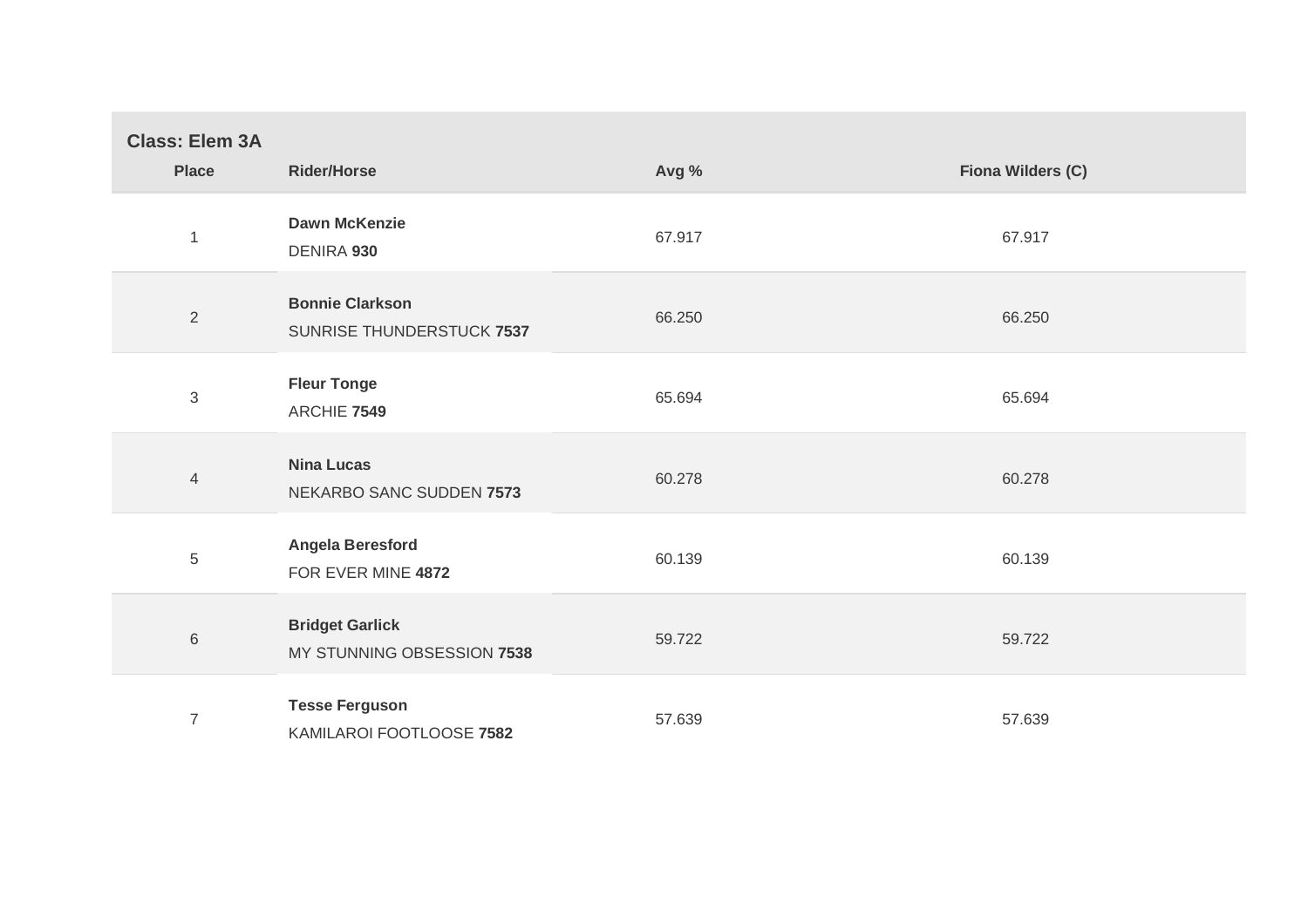**Class: Elem 3A**

| Place | Rider/Horse | Avg % | Fiona Wilders (C) |
|---|---|---|---|
| 1 | **Dawn McKenzie** DENIRA **930** | 67.917 | 67.917 |
| 2 | **Bonnie Clarkson** SUNRISE THUNDERSTUCK **7537** | 66.250 | 66.250 |
| 3 | **Fleur Tonge** ARCHIE **7549** | 65.694 | 65.694 |
| 4 | **Nina Lucas** NEKARBO SANC SUDDEN **7573** | 60.278 | 60.278 |
| 5 | **Angela Beresford** FOR EVER MINE **4872** | 60.139 | 60.139 |
| 6 | **Bridget Garlick** MY STUNNING OBSESSION **7538** | 59.722 | 59.722 |
| 7 | **Tesse Ferguson** KAMILAROI FOOTLOOSE **7582** | 57.639 | 57.639 |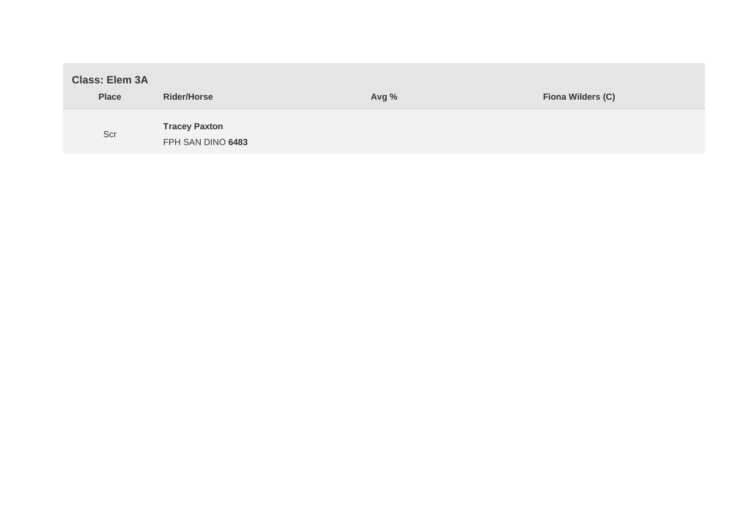**Class: Elem 3A**

| Place | Rider/Horse | Avg % | Fiona Wilders (C) |
|---|---|---|---|
| Scr | **Tracey Paxton**<br>FPH SAN DINO **6483** | | |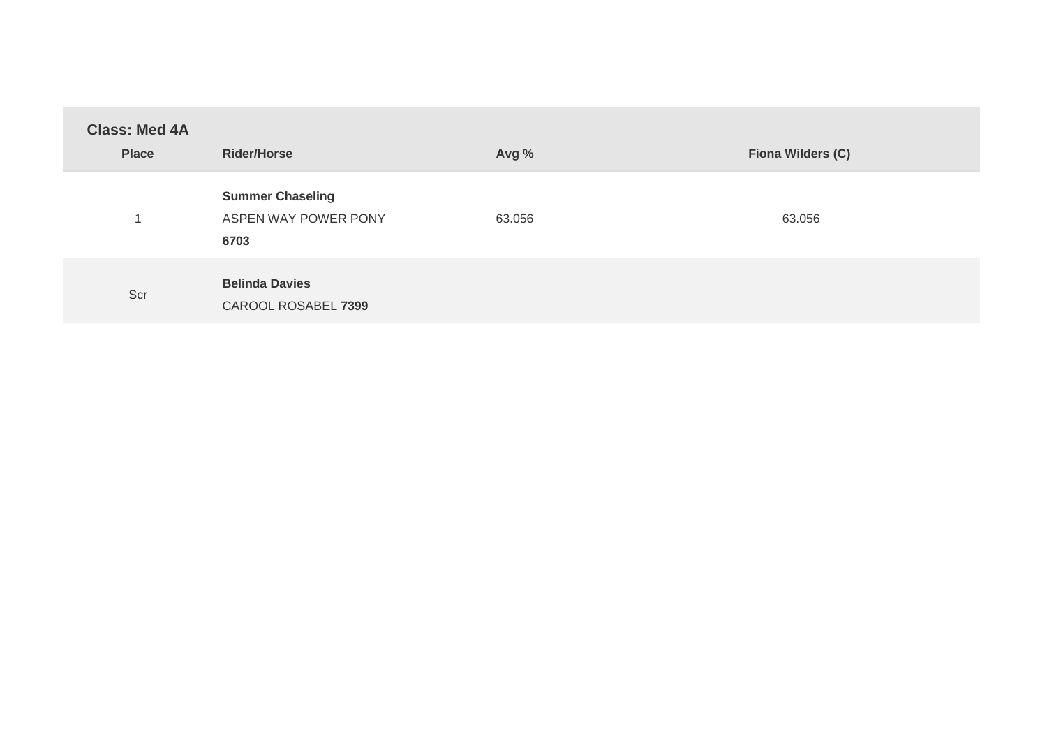**Class: Med 4A**

| Place | Rider/Horse | Avg % | Fiona Wilders (C) |
|---|---|---|---|
| 1 | **Summer Chaseling** ASPEN WAY POWER PONY **6703** | 63.056 | 63.056 |
| Scr | **Belinda Davies** CAROOL ROSABEL **7399** | | |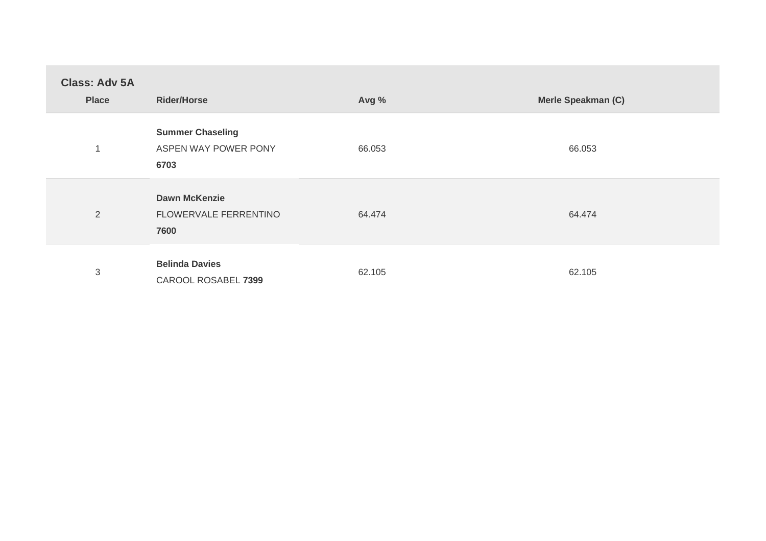**Class: Adv 5A**

| Place | Rider/Horse | Avg % | Merle Speakman (C) |
|---|---|---|---|
| 1 | **Summer Chaseling** ASPEN WAY POWER PONY **6703** | 66.053 | 66.053 |
| 2 | **Dawn McKenzie** FLOWERVALE FERRENTINO **7600** | 64.474 | 64.474 |
| 3 | **Belinda Davies** CAROOL ROSABEL **7399** | 62.105 | 62.105 |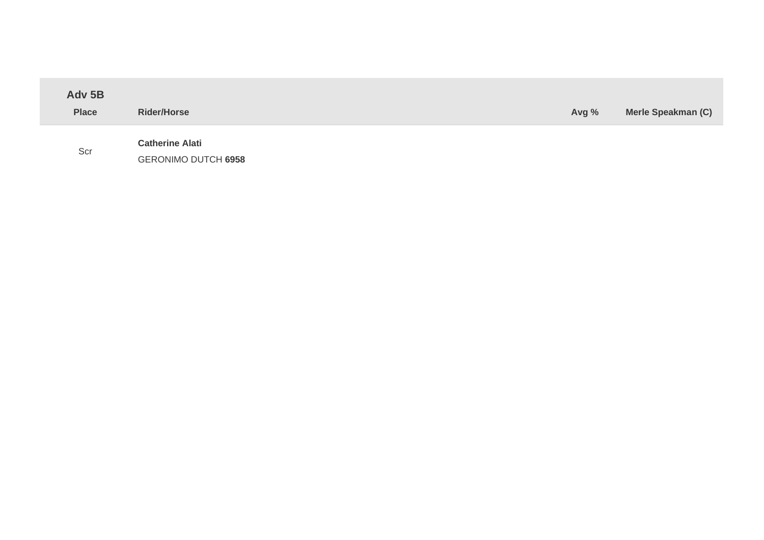| Adv 5B<br>Place | Rider/Horse | Avg % | Merle Speakman (C) |
|---|---|---|---|
| Scr | **Catherine Alati**<br>GERONIMO DUTCH **6958** | | |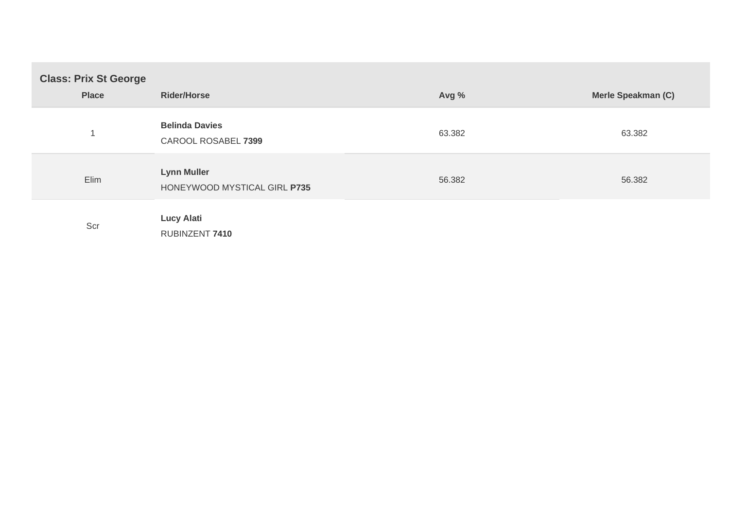## Class: Prix St George

| Place | Rider/Horse | Avg % | Merle Speakman (C) |
| --- | --- | --- | --- |
| 1 | **Belinda Davies**<br>CAROOL ROSABEL **7399** | 63.382 | 63.382 |
| Elim | **Lynn Muller**<br>HONEYWOOD MYSTICAL GIRL **P735** | 56.382 | 56.382 |
| Scr | **Lucy Alati**<br>RUBINZENT **7410** | | |